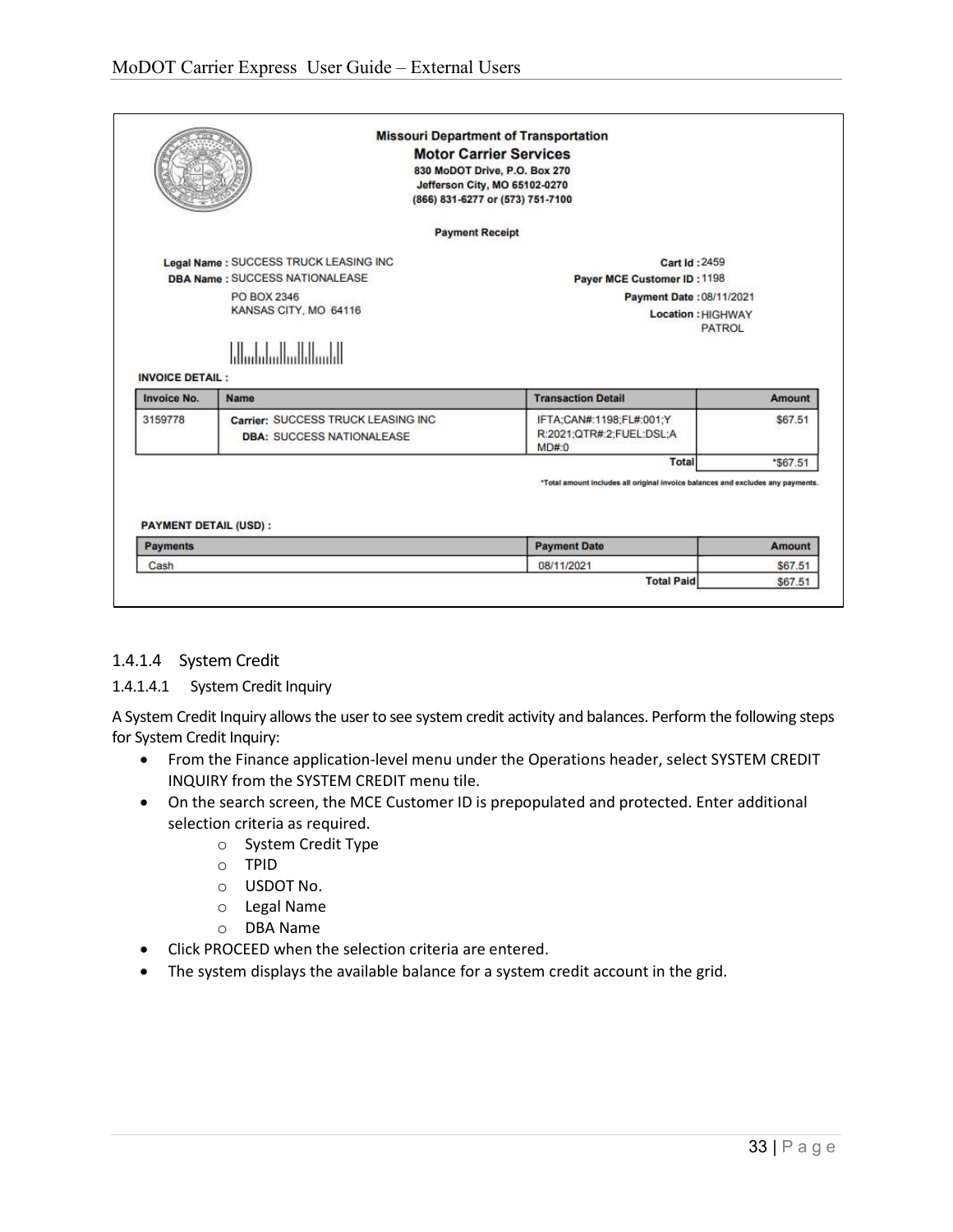**Missouri Department of Transportation**
**Motor Carrier Services**
830 MoDOT Drive, P.O. Box 270
Jefferson City, MO 65102-0270
(866) 831-6277 or (573) 751-7100

**Payment Receipt**

**Legal Name :** SUCCESS TRUCK LEASING INC
**DBA Name :** SUCCESS NATIONALEASE
PO BOX 2346
KANSAS CITY, MO 64116

**Cart Id :** 2459
**Payer MCE Customer ID :** 1198
**Payment Date :** 08/11/2021
**Location :** HIGHWAY PATROL

**INVOICE DETAIL :**

| Invoice No. | Name | Transaction Detail | Amount |
|---|---|---|---|
| 3159778 | **Carrier:** SUCCESS TRUCK LEASING INC **DBA:** SUCCESS NATIONALEASE | IFTA;CAN#:1198;FL#:001;YR:2021;QTR#:2;FUEL:DSL;AMD#:0 | $67.51 |
| | | **Total** | *$67.51 |

*Total amount includes all original invoice balances and excludes any payments.

**PAYMENT DETAIL (USD) :**

| Payments | Payment Date | Amount |
|---|---|---|
| Cash | 08/11/2021 | $67.51 |
| | **Total Paid** | $67.51 |

#### 1.4.1.4 System Credit

##### 1.4.1.4.1 System Credit Inquiry

A System Credit Inquiry allows the user to see system credit activity and balances. Perform the following steps for System Credit Inquiry:

- From the Finance application-level menu under the Operations header, select SYSTEM CREDIT INQUIRY from the SYSTEM CREDIT menu tile.
- On the search screen, the MCE Customer ID is prepopulated and protected. Enter additional selection criteria as required.
    - System Credit Type
    - TPID
    - USDOT No.
    - Legal Name
    - DBA Name
- Click PROCEED when the selection criteria are entered.
- The system displays the available balance for a system credit account in the grid.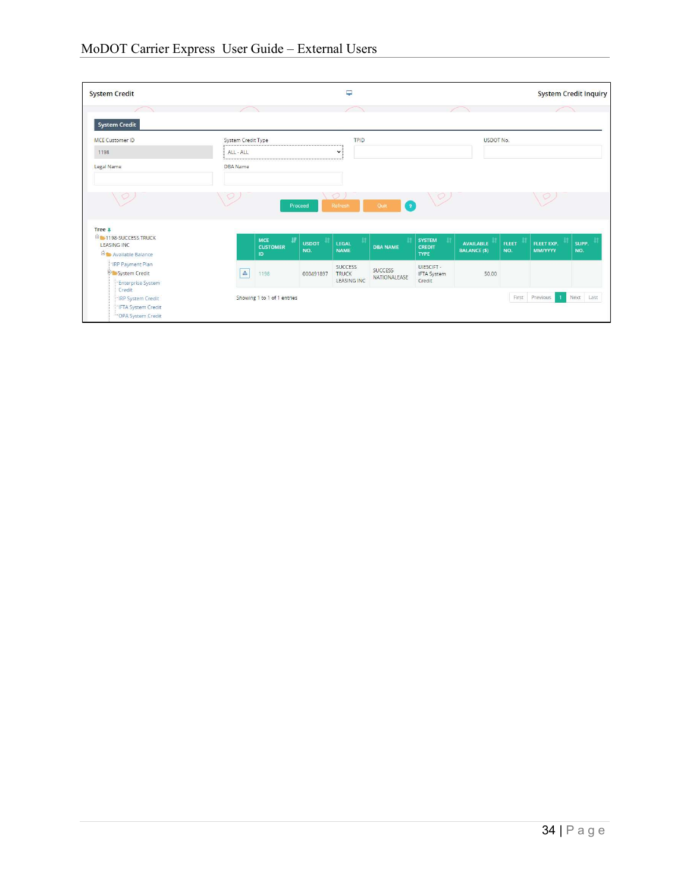System Credit

System Credit Inquiry

**System Credit**

MCE Customer ID: 1198

System Credit Type: ALL - ALL

TPID

USDOT No.

Legal Name

DBA Name

Proceed | Refresh | Quit | ?

**Tree**

- 1198-SUCCESS TRUCK LEASING INC
  - Available Balance
    - IRP Payment Plan
    - System Credit
      - Enterprise System Credit
      - IRP System Credit
      - IFTA System Credit
      - OPA System Credit

| | MCE CUSTOMER ID | USDOT NO. | LEGAL NAME | DBA NAME | SYSTEM CREDIT TYPE | AVAILABLE BALANCE ($) | FLEET NO. | FLEET EXP. MM/YYYY | SUPP. NO. |
|---|---|---|---|---|---|---|---|---|---|
| | 1198 | 000491897 | SUCCESS TRUCK LEASING INC | SUCCESS NATIONALEASE | UIESCIFT - IFTA System Credit | 50.00 | | | |

Showing 1 to 1 of 1 entries

First | Previous | 1 | Next | Last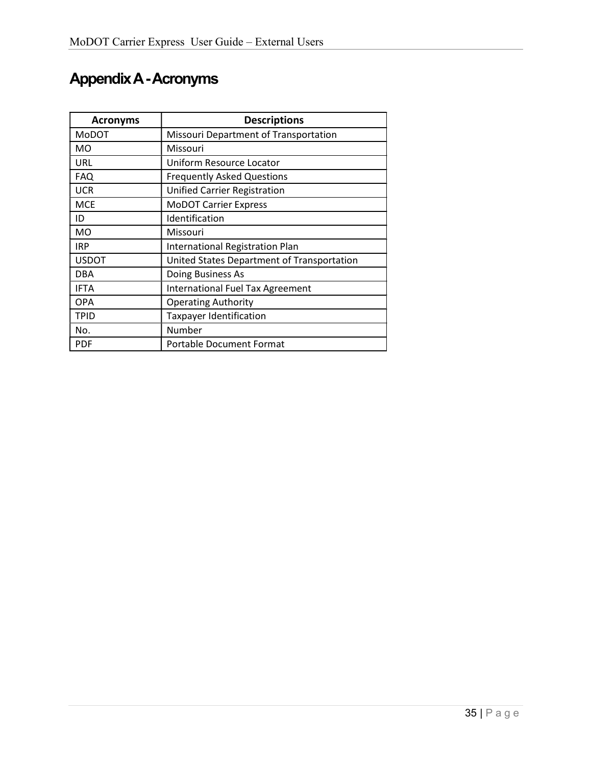# Appendix A - Acronyms

| Acronyms | Descriptions |
|---|---|
| MoDOT | Missouri Department of Transportation |
| MO | Missouri |
| URL | Uniform Resource Locator |
| FAQ | Frequently Asked Questions |
| UCR | Unified Carrier Registration |
| MCE | MoDOT Carrier Express |
| ID | Identification |
| MO | Missouri |
| IRP | International Registration Plan |
| USDOT | United States Department of Transportation |
| DBA | Doing Business As |
| IFTA | International Fuel Tax Agreement |
| OPA | Operating Authority |
| TPID | Taxpayer Identification |
| No. | Number |
| PDF | Portable Document Format |